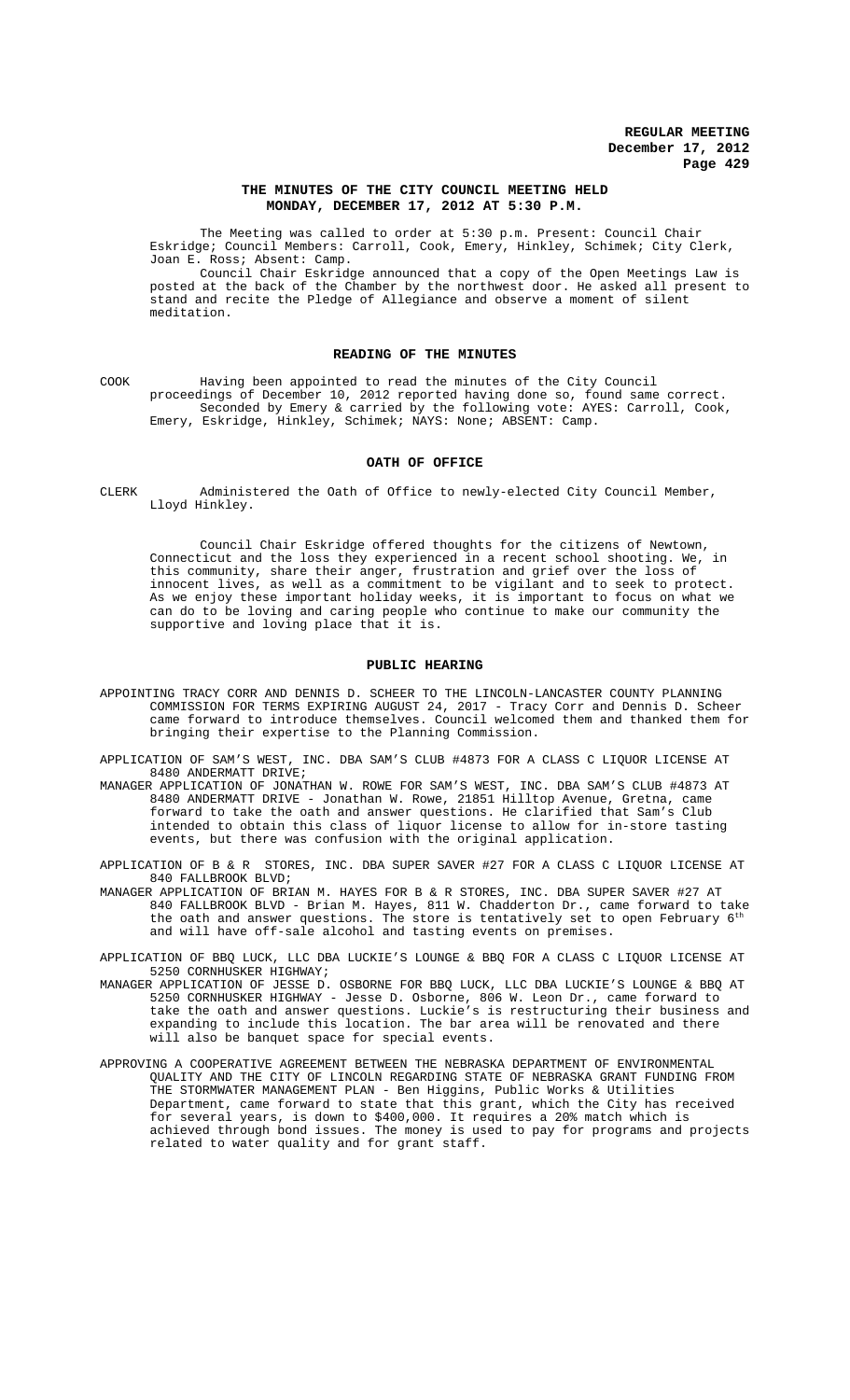# THE MINUTES OF THE CITY COUNCIL MEETING HELD MONDAY, DECEMBER 17, 2012 AT 5:30 P.M.

The Meeting was called to order at 5:30 p.m. Present: Council Chair Eskridge; Council Members: Carroll, Cook, Emery, Hinkley, Schimek; City Clerk, Joan E. Ross; Absent: Camp.

Council Chair Eskridge announced that a copy of the Open Meetings Law is posted at the back of the Chamber by the northwest door. He asked all present to stand and recite the Pledge of Allegiance and observe a moment of silent meditation.

## READING OF THE MINUTES

COOK Having been appointed to read the minutes of the City Council proceedings of December 10, 2012 reported having done so, found same correct. Seconded by Emery & carried by the following vote: AYES: Carroll, Cook, Emery, Eskridge, Hinkley, Schimek; NAYS: None; ABSENT: Camp.

## OATH OF OFFICE

CLERK Administered the Oath of Office to newly-elected City Council Member, Lloyd Hinkley.

Council Chair Eskridge offered thoughts for the citizens of Newtown, Connecticut and the loss they experienced in a recent school shooting. We, in this community, share their anger, frustration and grief over the loss of innocent lives, as well as a commitment to be vigilant and to seek to protect. As we enjoy these important holiday weeks, it is important to focus on what we can do to be loving and caring people who continue to make our community the supportive and loving place that it is.

## PUBLIC HEARING

APPOINTING TRACY CORR AND DENNIS D. SCHEER TO THE LINCOLN-LANCASTER COUNTY PLANNING COMMISSION FOR TERMS EXPIRING AUGUST 24, 2017 - Tracy Corr and Dennis D. Scheer came forward to introduce themselves. Council welcomed them and thanked them for bringing their expertise to the Planning Commission.

APPLICATION OF SAM'S WEST, INC. DBA SAM'S CLUB #4873 FOR A CLASS C LIQUOR LICENSE AT 8480 ANDERMATT DRIVE;

MANAGER APPLICATION OF JONATHAN W. ROWE FOR SAM'S WEST, INC. DBA SAM'S CLUB #4873 AT 8480 ANDERMATT DRIVE - Jonathan W. Rowe, 21851 Hilltop Avenue, Gretna, came forward to take the oath and answer questions. He clarified that Sam's Club intended to obtain this class of liquor license to allow for in-store tasting events, but there was confusion with the original application.

APPLICATION OF B & R STORES, INC. DBA SUPER SAVER #27 FOR A CLASS C LIQUOR LICENSE AT 840 FALLBROOK BLVD;

MANAGER APPLICATION OF BRIAN M. HAYES FOR B & R STORES, INC. DBA SUPER SAVER #27 AT 840 FALLBROOK BLVD - Brian M. Hayes, 811 W. Chadderton Dr., came forward to take the oath and answer questions. The store is tentatively set to open February 6th and will have off-sale alcohol and tasting events on premises.

APPLICATION OF BBQ LUCK, LLC DBA LUCKIE'S LOUNGE & BBQ FOR A CLASS C LIQUOR LICENSE AT 5250 CORNHUSKER HIGHWAY;

MANAGER APPLICATION OF JESSE D. OSBORNE FOR BBQ LUCK, LLC DBA LUCKIE'S LOUNGE & BBQ AT 5250 CORNHUSKER HIGHWAY - Jesse D. Osborne, 806 W. Leon Dr., came forward to take the oath and answer questions. Luckie's is restructuring their business and expanding to include this location. The bar area will be renovated and there will also be banquet space for special events.

APPROVING A COOPERATIVE AGREEMENT BETWEEN THE NEBRASKA DEPARTMENT OF ENVIRONMENTAL QUALITY AND THE CITY OF LINCOLN REGARDING STATE OF NEBRASKA GRANT FUNDING FROM THE STORMWATER MANAGEMENT PLAN - Ben Higgins, Public Works & Utilities Department, came forward to state that this grant, which the City has received for several years, is down to $400,000. It requires a 20% match which is achieved through bond issues. The money is used to pay for programs and projects related to water quality and for grant staff.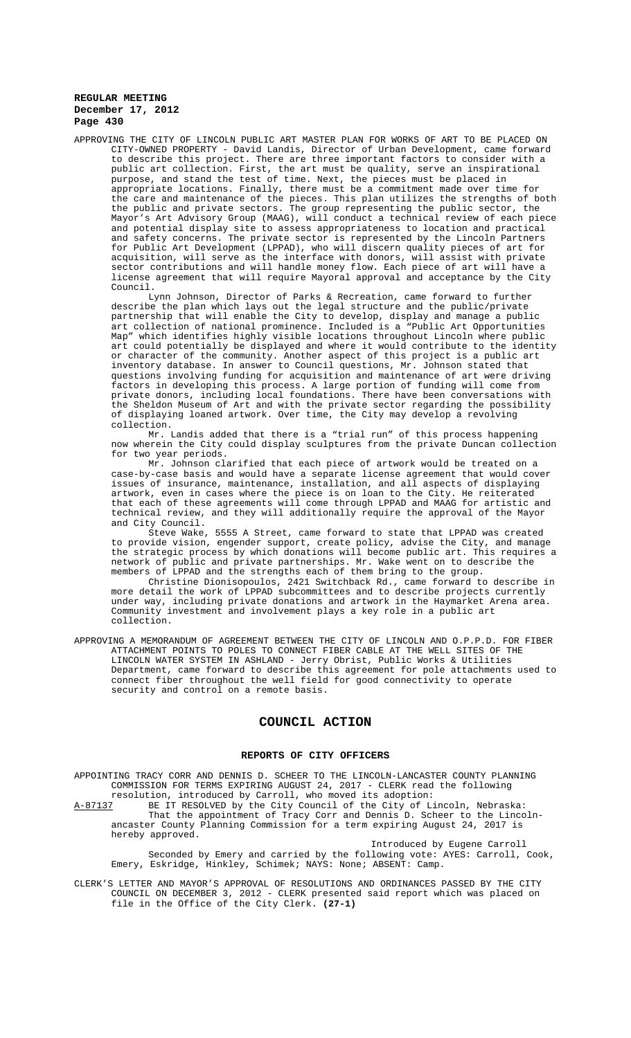APPROVING THE CITY OF LINCOLN PUBLIC ART MASTER PLAN FOR WORKS OF ART TO BE PLACED ON CITY-OWNED PROPERTY - David Landis, Director of Urban Development, came forward to describe this project. There are three important factors to consider with a public art collection. First, the art must be quality, serve an inspirational purpose, and stand the test of time. Next, the pieces must be placed in appropriate locations. Finally, there must be a commitment made over time for the care and maintenance of the pieces. This plan utilizes the strengths of both the public and private sectors. The group representing the public sector, the Mayor's Art Advisory Group (MAAG), will conduct a technical review of each piece and potential display site to assess appropriateness to location and practical and safety concerns. The private sector is represented by the Lincoln Partners for Public Art Development (LPPAD), who will discern quality pieces of art for acquisition, will serve as the interface with donors, will assist with private sector contributions and will handle money flow. Each piece of art will have a license agreement that will require Mayoral approval and acceptance by the City Council.

Lynn Johnson, Director of Parks & Recreation, came forward to further describe the plan which lays out the legal structure and the public/private partnership that will enable the City to develop, display and manage a public art collection of national prominence. Included is a "Public Art Opportunities Map" which identifies highly visible locations throughout Lincoln where public art could potentially be displayed and where it would contribute to the identity or character of the community. Another aspect of this project is a public art inventory database. In answer to Council questions, Mr. Johnson stated that questions involving funding for acquisition and maintenance of art were driving factors in developing this process. A large portion of funding will come from private donors, including local foundations. There have been conversations with the Sheldon Museum of Art and with the private sector regarding the possibility of displaying loaned artwork. Over time, the City may develop a revolving collection.

Mr. Landis added that there is a "trial run" of this process happening now wherein the City could display sculptures from the private Duncan collection for two year periods.

Mr. Johnson clarified that each piece of artwork would be treated on a case-by-case basis and would have a separate license agreement that would cover issues of insurance, maintenance, installation, and all aspects of displaying artwork, even in cases where the piece is on loan to the City. He reiterated that each of these agreements will come through LPPAD and MAAG for artistic and technical review, and they will additionally require the approval of the Mayor and City Council.

Steve Wake, 5555 A Street, came forward to state that LPPAD was created to provide vision, engender support, create policy, advise the City, and manage the strategic process by which donations will become public art. This requires a network of public and private partnerships. Mr. Wake went on to describe the members of LPPAD and the strengths each of them bring to the group.

Christine Dionisopoulos, 2421 Switchback Rd., came forward to describe in more detail the work of LPPAD subcommittees and to describe projects currently under way, including private donations and artwork in the Haymarket Arena area. Community investment and involvement plays a key role in a public art collection.

APPROVING A MEMORANDUM OF AGREEMENT BETWEEN THE CITY OF LINCOLN AND O.P.P.D. FOR FIBER ATTACHMENT POINTS TO POLES TO CONNECT FIBER CABLE AT THE WELL SITES OF THE LINCOLN WATER SYSTEM IN ASHLAND - Jerry Obrist, Public Works & Utilities Department, came forward to describe this agreement for pole attachments used to connect fiber throughout the well field for good connectivity to operate security and control on a remote basis.

## COUNCIL ACTION

### REPORTS OF CITY OFFICERS

APPOINTING TRACY CORR AND DENNIS D. SCHEER TO THE LINCOLN-LANCASTER COUNTY PLANNING COMMISSION FOR TERMS EXPIRING AUGUST 24, 2017 - CLERK read the following resolution, introduced by Carroll, who moved its adoption:

A-87137 BE IT RESOLVED by the City Council of the City of Lincoln, Nebraska:

That the appointment of Tracy Corr and Dennis D. Scheer to the Lincoln-Lancaster County Planning Commission for a term expiring August 24, 2017 is hereby approved.

Introduced by Eugene Carroll

Seconded by Emery and carried by the following vote: AYES: Carroll, Cook, Emery, Eskridge, Hinkley, Schimek; NAYS: None; ABSENT: Camp.

CLERK'S LETTER AND MAYOR'S APPROVAL OF RESOLUTIONS AND ORDINANCES PASSED BY THE CITY COUNCIL ON DECEMBER 3, 2012 - CLERK presented said report which was placed on file in the Office of the City Clerk. **(27-1)**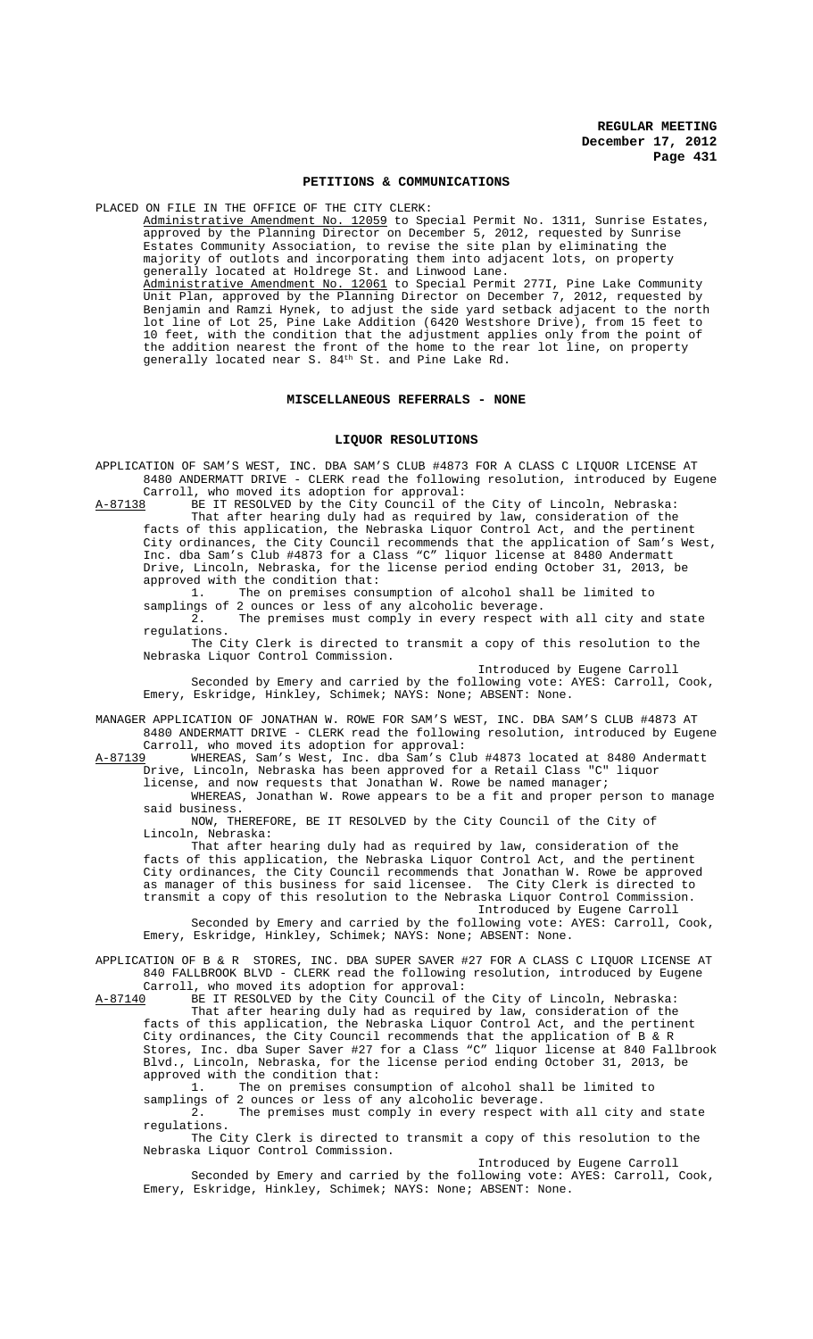## PETITIONS & COMMUNICATIONS

PLACED ON FILE IN THE OFFICE OF THE CITY CLERK:

Administrative Amendment No. 12059 to Special Permit No. 1311, Sunrise Estates, approved by the Planning Director on December 5, 2012, requested by Sunrise Estates Community Association, to revise the site plan by eliminating the majority of outlots and incorporating them into adjacent lots, on property generally located at Holdrege St. and Linwood Lane.

Administrative Amendment No. 12061 to Special Permit 277I, Pine Lake Community Unit Plan, approved by the Planning Director on December 7, 2012, requested by Benjamin and Ramzi Hynek, to adjust the side yard setback adjacent to the north lot line of Lot 25, Pine Lake Addition (6420 Westshore Drive), from 15 feet to 10 feet, with the condition that the adjustment applies only from the point of the addition nearest the front of the home to the rear lot line, on property generally located near S. 84th St. and Pine Lake Rd.

## MISCELLANEOUS REFERRALS - NONE

## LIQUOR RESOLUTIONS

APPLICATION OF SAM'S WEST, INC. DBA SAM'S CLUB #4873 FOR A CLASS C LIQUOR LICENSE AT 8480 ANDERMATT DRIVE - CLERK read the following resolution, introduced by Eugene Carroll, who moved its adoption for approval:

A-87138 BE IT RESOLVED by the City Council of the City of Lincoln, Nebraska:

That after hearing duly had as required by law, consideration of the facts of this application, the Nebraska Liquor Control Act, and the pertinent City ordinances, the City Council recommends that the application of Sam's West, Inc. dba Sam's Club #4873 for a Class "C" liquor license at 8480 Andermatt Drive, Lincoln, Nebraska, for the license period ending October 31, 2013, be approved with the condition that:

1. The on premises consumption of alcohol shall be limited to samplings of 2 ounces or less of any alcoholic beverage.
2. The premises must comply in every respect with all city and state regulations.

The City Clerk is directed to transmit a copy of this resolution to the Nebraska Liquor Control Commission.

Introduced by Eugene Carroll

Seconded by Emery and carried by the following vote: AYES: Carroll, Cook, Emery, Eskridge, Hinkley, Schimek; NAYS: None; ABSENT: None.

MANAGER APPLICATION OF JONATHAN W. ROWE FOR SAM'S WEST, INC. DBA SAM'S CLUB #4873 AT 8480 ANDERMATT DRIVE - CLERK read the following resolution, introduced by Eugene Carroll, who moved its adoption for approval:

A-87139 WHEREAS, Sam's West, Inc. dba Sam's Club #4873 located at 8480 Andermatt Drive, Lincoln, Nebraska has been approved for a Retail Class "C" liquor license, and now requests that Jonathan W. Rowe be named manager;

WHEREAS, Jonathan W. Rowe appears to be a fit and proper person to manage said business.

NOW, THEREFORE, BE IT RESOLVED by the City Council of the City of Lincoln, Nebraska:

That after hearing duly had as required by law, consideration of the facts of this application, the Nebraska Liquor Control Act, and the pertinent City ordinances, the City Council recommends that Jonathan W. Rowe be approved as manager of this business for said licensee. The City Clerk is directed to transmit a copy of this resolution to the Nebraska Liquor Control Commission.

Introduced by Eugene Carroll

Seconded by Emery and carried by the following vote: AYES: Carroll, Cook, Emery, Eskridge, Hinkley, Schimek; NAYS: None; ABSENT: None.

APPLICATION OF B & R STORES, INC. DBA SUPER SAVER #27 FOR A CLASS C LIQUOR LICENSE AT 840 FALLBROOK BLVD - CLERK read the following resolution, introduced by Eugene Carroll, who moved its adoption for approval:

A-87140 BE IT RESOLVED by the City Council of the City of Lincoln, Nebraska:

That after hearing duly had as required by law, consideration of the facts of this application, the Nebraska Liquor Control Act, and the pertinent City ordinances, the City Council recommends that the application of B & R Stores, Inc. dba Super Saver #27 for a Class "C" liquor license at 840 Fallbrook Blvd., Lincoln, Nebraska, for the license period ending October 31, 2013, be approved with the condition that:

1. The on premises consumption of alcohol shall be limited to samplings of 2 ounces or less of any alcoholic beverage.
2. The premises must comply in every respect with all city and state regulations.

The City Clerk is directed to transmit a copy of this resolution to the Nebraska Liquor Control Commission.

Introduced by Eugene Carroll

Seconded by Emery and carried by the following vote: AYES: Carroll, Cook, Emery, Eskridge, Hinkley, Schimek; NAYS: None; ABSENT: None.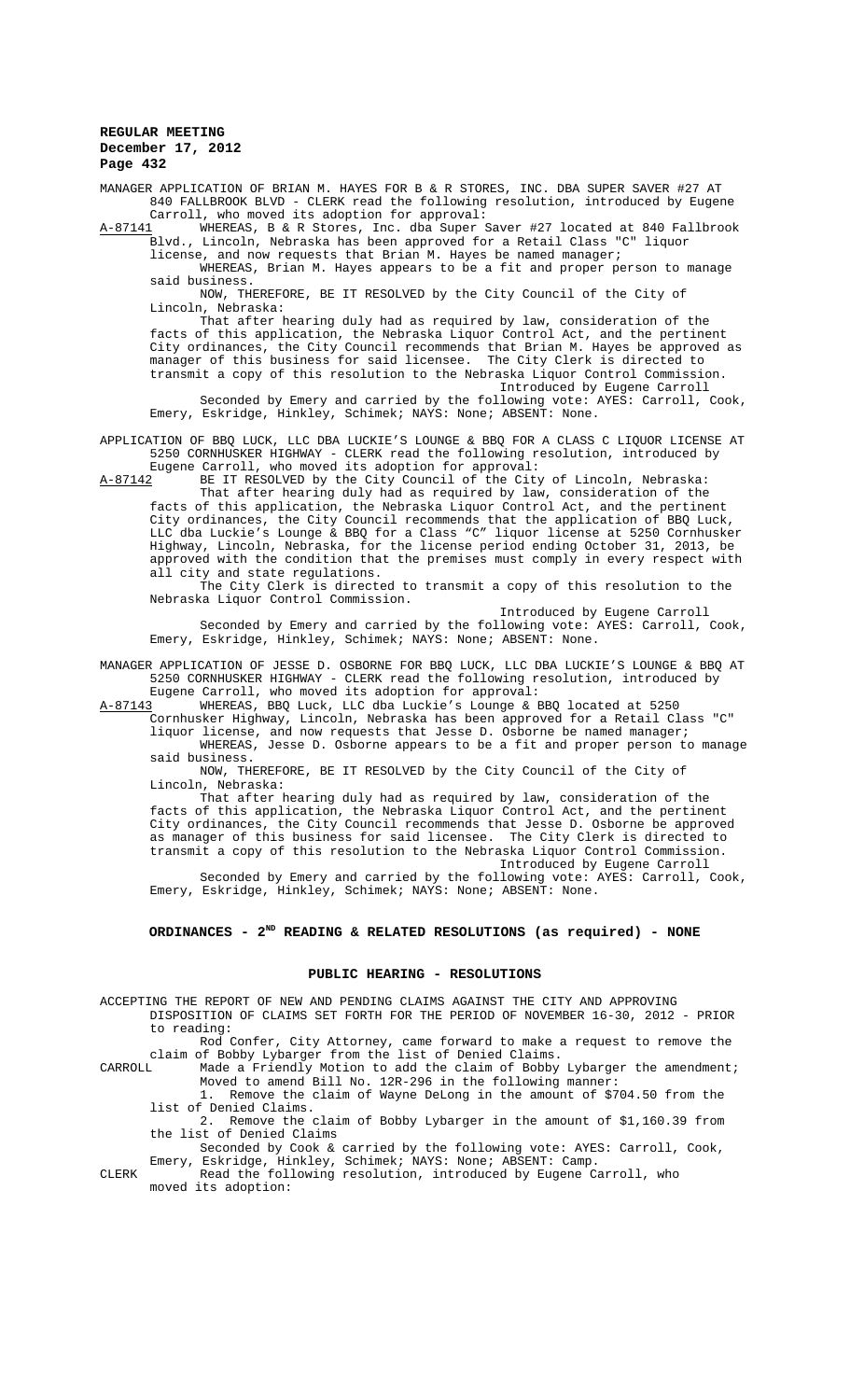MANAGER APPLICATION OF BRIAN M. HAYES FOR B & R STORES, INC. DBA SUPER SAVER #27 AT 840 FALLBROOK BLVD - CLERK read the following resolution, introduced by Eugene Carroll, who moved its adoption for approval:

A-87141 WHEREAS, B & R Stores, Inc. dba Super Saver #27 located at 840 Fallbrook Blvd., Lincoln, Nebraska has been approved for a Retail Class "C" liquor license, and now requests that Brian M. Hayes be named manager;

WHEREAS, Brian M. Hayes appears to be a fit and proper person to manage said business.

NOW, THEREFORE, BE IT RESOLVED by the City Council of the City of Lincoln, Nebraska:

That after hearing duly had as required by law, consideration of the facts of this application, the Nebraska Liquor Control Act, and the pertinent City ordinances, the City Council recommends that Brian M. Hayes be approved as manager of this business for said licensee. The City Clerk is directed to transmit a copy of this resolution to the Nebraska Liquor Control Commission.

Introduced by Eugene Carroll

Seconded by Emery and carried by the following vote: AYES: Carroll, Cook, Emery, Eskridge, Hinkley, Schimek; NAYS: None; ABSENT: None.

APPLICATION OF BBQ LUCK, LLC DBA LUCKIE'S LOUNGE & BBQ FOR A CLASS C LIQUOR LICENSE AT 5250 CORNHUSKER HIGHWAY - CLERK read the following resolution, introduced by Eugene Carroll, who moved its adoption for approval:

A-87142 BE IT RESOLVED by the City Council of the City of Lincoln, Nebraska:

That after hearing duly had as required by law, consideration of the facts of this application, the Nebraska Liquor Control Act, and the pertinent City ordinances, the City Council recommends that the application of BBQ Luck, LLC dba Luckie's Lounge & BBQ for a Class "C" liquor license at 5250 Cornhusker Highway, Lincoln, Nebraska, for the license period ending October 31, 2013, be approved with the condition that the premises must comply in every respect with all city and state regulations.

The City Clerk is directed to transmit a copy of this resolution to the Nebraska Liquor Control Commission.

Introduced by Eugene Carroll

Seconded by Emery and carried by the following vote: AYES: Carroll, Cook, Emery, Eskridge, Hinkley, Schimek; NAYS: None; ABSENT: None.

MANAGER APPLICATION OF JESSE D. OSBORNE FOR BBQ LUCK, LLC DBA LUCKIE'S LOUNGE & BBQ AT 5250 CORNHUSKER HIGHWAY - CLERK read the following resolution, introduced by Eugene Carroll, who moved its adoption for approval:

A-87143 WHEREAS, BBQ Luck, LLC dba Luckie's Lounge & BBQ located at 5250 Cornhusker Highway, Lincoln, Nebraska has been approved for a Retail Class "C" liquor license, and now requests that Jesse D. Osborne be named manager;

WHEREAS, Jesse D. Osborne appears to be a fit and proper person to manage said business.

NOW, THEREFORE, BE IT RESOLVED by the City Council of the City of Lincoln, Nebraska:

That after hearing duly had as required by law, consideration of the facts of this application, the Nebraska Liquor Control Act, and the pertinent City ordinances, the City Council recommends that Jesse D. Osborne be approved as manager of this business for said licensee. The City Clerk is directed to transmit a copy of this resolution to the Nebraska Liquor Control Commission.

Introduced by Eugene Carroll

Seconded by Emery and carried by the following vote: AYES: Carroll, Cook, Emery, Eskridge, Hinkley, Schimek; NAYS: None; ABSENT: None.

## ORDINANCES - 2ND READING & RELATED RESOLUTIONS (as required) - NONE

## PUBLIC HEARING - RESOLUTIONS

ACCEPTING THE REPORT OF NEW AND PENDING CLAIMS AGAINST THE CITY AND APPROVING DISPOSITION OF CLAIMS SET FORTH FOR THE PERIOD OF NOVEMBER 16-30, 2012 - PRIOR to reading:

Rod Confer, City Attorney, came forward to make a request to remove the claim of Bobby Lybarger from the list of Denied Claims.

CARROLL Made a Friendly Motion to add the claim of Bobby Lybarger the amendment; Moved to amend Bill No. 12R-296 in the following manner:

1. Remove the claim of Wayne DeLong in the amount of $704.50 from the list of Denied Claims.
2. Remove the claim of Bobby Lybarger in the amount of $1,160.39 from the list of Denied Claims

Seconded by Cook & carried by the following vote: AYES: Carroll, Cook, Emery, Eskridge, Hinkley, Schimek; NAYS: None; ABSENT: Camp.

CLERK Read the following resolution, introduced by Eugene Carroll, who moved its adoption: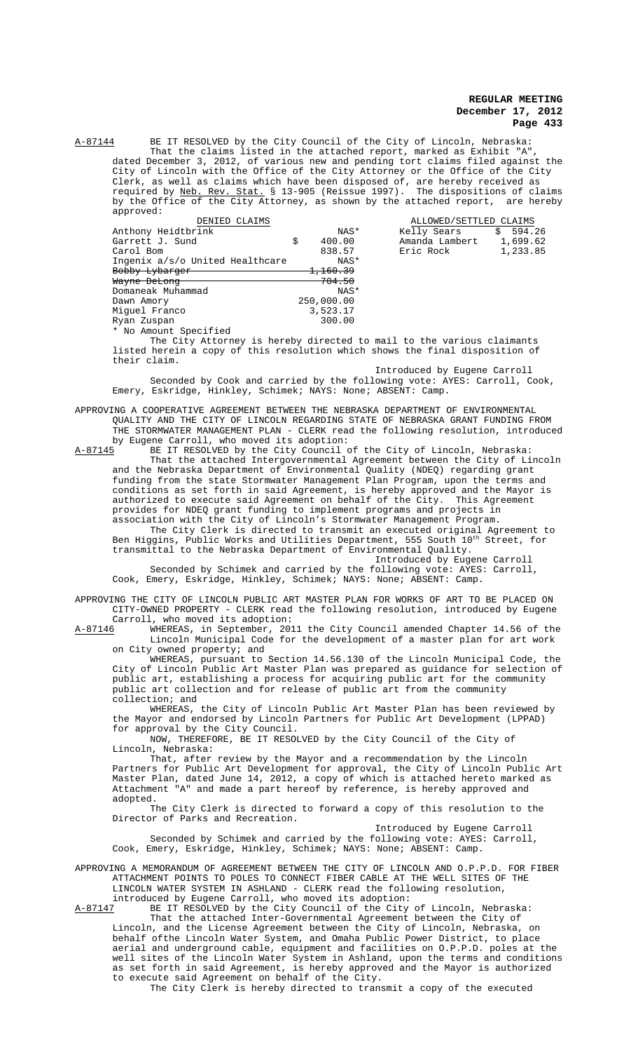A-87144 BE IT RESOLVED by the City Council of the City of Lincoln, Nebraska:

That the claims listed in the attached report, marked as Exhibit "A", dated December 3, 2012, of various new and pending tort claims filed against the City of Lincoln with the Office of the City Attorney or the Office of the City Clerk, as well as claims which have been disposed of, are hereby received as required by Neb. Rev. Stat. § 13-905 (Reissue 1997). The dispositions of claims by the Office of the City Attorney, as shown by the attached report, are hereby approved:

| DENIED CLAIMS | | ALLOWED/SETTLED CLAIMS | |
|---|---|---|---|
| Anthony Heidtbrink | NAS* | Kelly Sears | $ 594.26 |
| Garrett J. Sund | $ 400.00 | Amanda Lambert | 1,699.62 |
| Carol Bom | 838.57 | Eric Rock | 1,233.85 |
| Ingenix a/s/o United Healthcare | NAS* | | |
| ~~Bobby Lybarger~~ | ~~1,160.39~~ | | |
| ~~Wayne DeLong~~ | ~~704.50~~ | | |
| Domaneak Muhammad | NAS* | | |
| Dawn Amory | 250,000.00 | | |
| Miguel Franco | 3,523.17 | | |
| Ryan Zuspan | 300.00 | | |

\* No Amount Specified

The City Attorney is hereby directed to mail to the various claimants listed herein a copy of this resolution which shows the final disposition of their claim.

Introduced by Eugene Carroll

Seconded by Cook and carried by the following vote: AYES: Carroll, Cook, Emery, Eskridge, Hinkley, Schimek; NAYS: None; ABSENT: Camp.

APPROVING A COOPERATIVE AGREEMENT BETWEEN THE NEBRASKA DEPARTMENT OF ENVIRONMENTAL QUALITY AND THE CITY OF LINCOLN REGARDING STATE OF NEBRASKA GRANT FUNDING FROM THE STORMWATER MANAGEMENT PLAN - CLERK read the following resolution, introduced by Eugene Carroll, who moved its adoption:

A-87145 BE IT RESOLVED by the City Council of the City of Lincoln, Nebraska:

That the attached Intergovernmental Agreement between the City of Lincoln and the Nebraska Department of Environmental Quality (NDEQ) regarding grant funding from the state Stormwater Management Plan Program, upon the terms and conditions as set forth in said Agreement, is hereby approved and the Mayor is authorized to execute said Agreement on behalf of the City. This Agreement provides for NDEQ grant funding to implement programs and projects in association with the City of Lincoln's Stormwater Management Program.

The City Clerk is directed to transmit an executed original Agreement to Ben Higgins, Public Works and Utilities Department, 555 South 10th Street, for transmittal to the Nebraska Department of Environmental Quality.

Introduced by Eugene Carroll

Seconded by Schimek and carried by the following vote: AYES: Carroll, Cook, Emery, Eskridge, Hinkley, Schimek; NAYS: None; ABSENT: Camp.

APPROVING THE CITY OF LINCOLN PUBLIC ART MASTER PLAN FOR WORKS OF ART TO BE PLACED ON CITY-OWNED PROPERTY - CLERK read the following resolution, introduced by Eugene Carroll, who moved its adoption:

A-87146 WHEREAS, in September, 2011 the City Council amended Chapter 14.56 of the Lincoln Municipal Code for the development of a master plan for art work on City owned property; and

WHEREAS, pursuant to Section 14.56.130 of the Lincoln Municipal Code, the City of Lincoln Public Art Master Plan was prepared as guidance for selection of public art, establishing a process for acquiring public art for the community public art collection and for release of public art from the community collection; and

WHEREAS, the City of Lincoln Public Art Master Plan has been reviewed by the Mayor and endorsed by Lincoln Partners for Public Art Development (LPPAD) for approval by the City Council.

NOW, THEREFORE, BE IT RESOLVED by the City Council of the City of Lincoln, Nebraska:

That, after review by the Mayor and a recommendation by the Lincoln Partners for Public Art Development for approval, the City of Lincoln Public Art Master Plan, dated June 14, 2012, a copy of which is attached hereto marked as Attachment "A" and made a part hereof by reference, is hereby approved and adopted.

The City Clerk is directed to forward a copy of this resolution to the Director of Parks and Recreation.

Introduced by Eugene Carroll

Seconded by Schimek and carried by the following vote: AYES: Carroll, Cook, Emery, Eskridge, Hinkley, Schimek; NAYS: None; ABSENT: Camp.

APPROVING A MEMORANDUM OF AGREEMENT BETWEEN THE CITY OF LINCOLN AND O.P.P.D. FOR FIBER ATTACHMENT POINTS TO POLES TO CONNECT FIBER CABLE AT THE WELL SITES OF THE LINCOLN WATER SYSTEM IN ASHLAND - CLERK read the following resolution, introduced by Eugene Carroll, who moved its adoption:

A-87147 BE IT RESOLVED by the City Council of the City of Lincoln, Nebraska:

That the attached Inter-Governmental Agreement between the City of Lincoln, and the License Agreement between the City of Lincoln, Nebraska, on behalf ofthe Lincoln Water System, and Omaha Public Power District, to place aerial and underground cable, equipment and facilities on O.P.P.D. poles at the well sites of the Lincoln Water System in Ashland, upon the terms and conditions as set forth in said Agreement, is hereby approved and the Mayor is authorized to execute said Agreement on behalf of the City.

The City Clerk is hereby directed to transmit a copy of the executed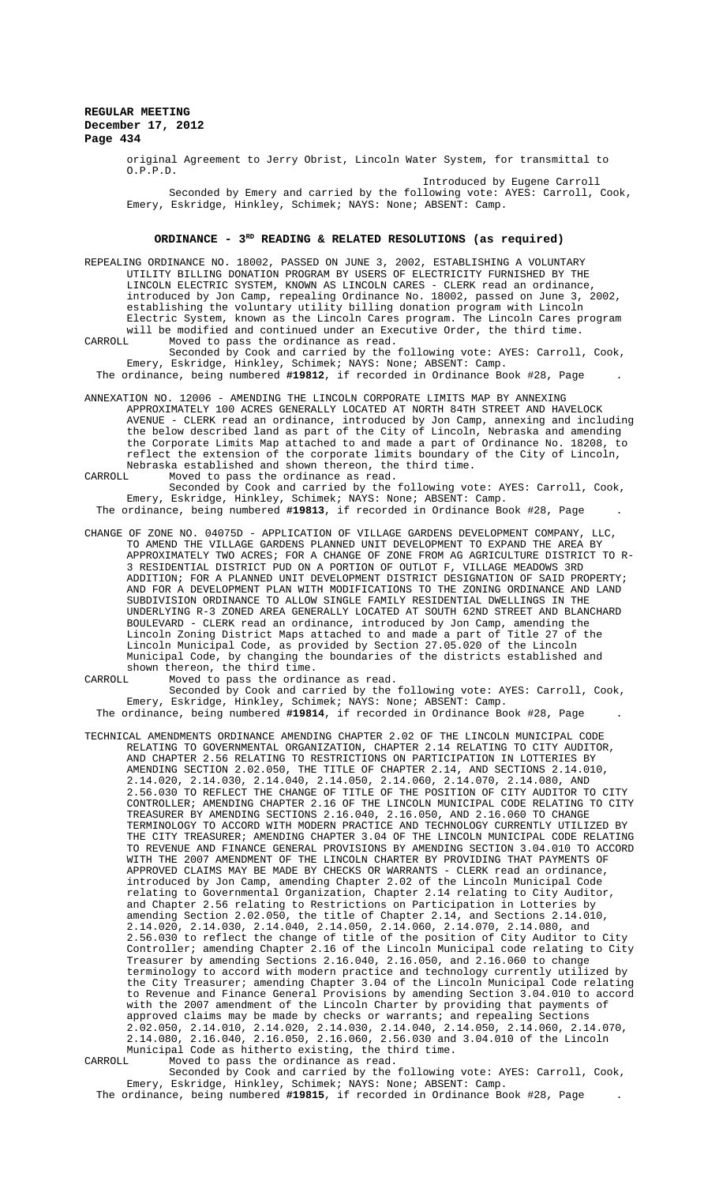original Agreement to Jerry Obrist, Lincoln Water System, for transmittal to O.P.P.D.

Introduced by Eugene Carroll

Seconded by Emery and carried by the following vote: AYES: Carroll, Cook, Emery, Eskridge, Hinkley, Schimek; NAYS: None; ABSENT: Camp.

## ORDINANCE - 3RD READING & RELATED RESOLUTIONS (as required)

REPEALING ORDINANCE NO. 18002, PASSED ON JUNE 3, 2002, ESTABLISHING A VOLUNTARY UTILITY BILLING DONATION PROGRAM BY USERS OF ELECTRICITY FURNISHED BY THE LINCOLN ELECTRIC SYSTEM, KNOWN AS LINCOLN CARES - CLERK read an ordinance, introduced by Jon Camp, repealing Ordinance No. 18002, passed on June 3, 2002, establishing the voluntary utility billing donation program with Lincoln Electric System, known as the Lincoln Cares program. The Lincoln Cares program will be modified and continued under an Executive Order, the third time.

CARROLL Moved to pass the ordinance as read.

Seconded by Cook and carried by the following vote: AYES: Carroll, Cook, Emery, Eskridge, Hinkley, Schimek; NAYS: None; ABSENT: Camp.

The ordinance, being numbered **#19812**, if recorded in Ordinance Book #28, Page .

ANNEXATION NO. 12006 - AMENDING THE LINCOLN CORPORATE LIMITS MAP BY ANNEXING APPROXIMATELY 100 ACRES GENERALLY LOCATED AT NORTH 84TH STREET AND HAVELOCK AVENUE - CLERK read an ordinance, introduced by Jon Camp, annexing and including the below described land as part of the City of Lincoln, Nebraska and amending the Corporate Limits Map attached to and made a part of Ordinance No. 18208, to reflect the extension of the corporate limits boundary of the City of Lincoln, Nebraska established and shown thereon, the third time.

CARROLL Moved to pass the ordinance as read.

Seconded by Cook and carried by the following vote: AYES: Carroll, Cook, Emery, Eskridge, Hinkley, Schimek; NAYS: None; ABSENT: Camp.

The ordinance, being numbered **#19813**, if recorded in Ordinance Book #28, Page .

CHANGE OF ZONE NO. 04075D - APPLICATION OF VILLAGE GARDENS DEVELOPMENT COMPANY, LLC, TO AMEND THE VILLAGE GARDENS PLANNED UNIT DEVELOPMENT TO EXPAND THE AREA BY APPROXIMATELY TWO ACRES; FOR A CHANGE OF ZONE FROM AG AGRICULTURE DISTRICT TO R-3 RESIDENTIAL DISTRICT PUD ON A PORTION OF OUTLOT F, VILLAGE MEADOWS 3RD ADDITION; FOR A PLANNED UNIT DEVELOPMENT DISTRICT DESIGNATION OF SAID PROPERTY; AND FOR A DEVELOPMENT PLAN WITH MODIFICATIONS TO THE ZONING ORDINANCE AND LAND SUBDIVISION ORDINANCE TO ALLOW SINGLE FAMILY RESIDENTIAL DWELLINGS IN THE UNDERLYING R-3 ZONED AREA GENERALLY LOCATED AT SOUTH 62ND STREET AND BLANCHARD BOULEVARD - CLERK read an ordinance, introduced by Jon Camp, amending the Lincoln Zoning District Maps attached to and made a part of Title 27 of the Lincoln Municipal Code, as provided by Section 27.05.020 of the Lincoln Municipal Code, by changing the boundaries of the districts established and shown thereon, the third time.

CARROLL Moved to pass the ordinance as read.

Seconded by Cook and carried by the following vote: AYES: Carroll, Cook, Emery, Eskridge, Hinkley, Schimek; NAYS: None; ABSENT: Camp.

The ordinance, being numbered **#19814**, if recorded in Ordinance Book #28, Page .

TECHNICAL AMENDMENTS ORDINANCE AMENDING CHAPTER 2.02 OF THE LINCOLN MUNICIPAL CODE RELATING TO GOVERNMENTAL ORGANIZATION, CHAPTER 2.14 RELATING TO CITY AUDITOR, AND CHAPTER 2.56 RELATING TO RESTRICTIONS ON PARTICIPATION IN LOTTERIES BY AMENDING SECTION 2.02.050, THE TITLE OF CHAPTER 2.14, AND SECTIONS 2.14.010, 2.14.020, 2.14.030, 2.14.040, 2.14.050, 2.14.060, 2.14.070, 2.14.080, AND 2.56.030 TO REFLECT THE CHANGE OF TITLE OF THE POSITION OF CITY AUDITOR TO CITY CONTROLLER; AMENDING CHAPTER 2.16 OF THE LINCOLN MUNICIPAL CODE RELATING TO CITY TREASURER BY AMENDING SECTIONS 2.16.040, 2.16.050, AND 2.16.060 TO CHANGE TERMINOLOGY TO ACCORD WITH MODERN PRACTICE AND TECHNOLOGY CURRENTLY UTILIZED BY THE CITY TREASURER; AMENDING CHAPTER 3.04 OF THE LINCOLN MUNICIPAL CODE RELATING TO REVENUE AND FINANCE GENERAL PROVISIONS BY AMENDING SECTION 3.04.010 TO ACCORD WITH THE 2007 AMENDMENT OF THE LINCOLN CHARTER BY PROVIDING THAT PAYMENTS OF APPROVED CLAIMS MAY BE MADE BY CHECKS OR WARRANTS - CLERK read an ordinance, introduced by Jon Camp, amending Chapter 2.02 of the Lincoln Municipal Code relating to Governmental Organization, Chapter 2.14 relating to City Auditor, and Chapter 2.56 relating to Restrictions on Participation in Lotteries by amending Section 2.02.050, the title of Chapter 2.14, and Sections 2.14.010, 2.14.020, 2.14.030, 2.14.040, 2.14.050, 2.14.060, 2.14.070, 2.14.080, and 2.56.030 to reflect the change of title of the position of City Auditor to City Controller; amending Chapter 2.16 of the Lincoln Municipal code relating to City Treasurer by amending Sections 2.16.040, 2.16.050, and 2.16.060 to change terminology to accord with modern practice and technology currently utilized by the City Treasurer; amending Chapter 3.04 of the Lincoln Municipal Code relating to Revenue and Finance General Provisions by amending Section 3.04.010 to accord with the 2007 amendment of the Lincoln Charter by providing that payments of approved claims may be made by checks or warrants; and repealing Sections 2.02.050, 2.14.010, 2.14.020, 2.14.030, 2.14.040, 2.14.050, 2.14.060, 2.14.070, 2.14.080, 2.16.040, 2.16.050, 2.16.060, 2.56.030 and 3.04.010 of the Lincoln Municipal Code as hitherto existing, the third time.

CARROLL Moved to pass the ordinance as read.

Seconded by Cook and carried by the following vote: AYES: Carroll, Cook, Emery, Eskridge, Hinkley, Schimek; NAYS: None; ABSENT: Camp.

The ordinance, being numbered **#19815**, if recorded in Ordinance Book #28, Page .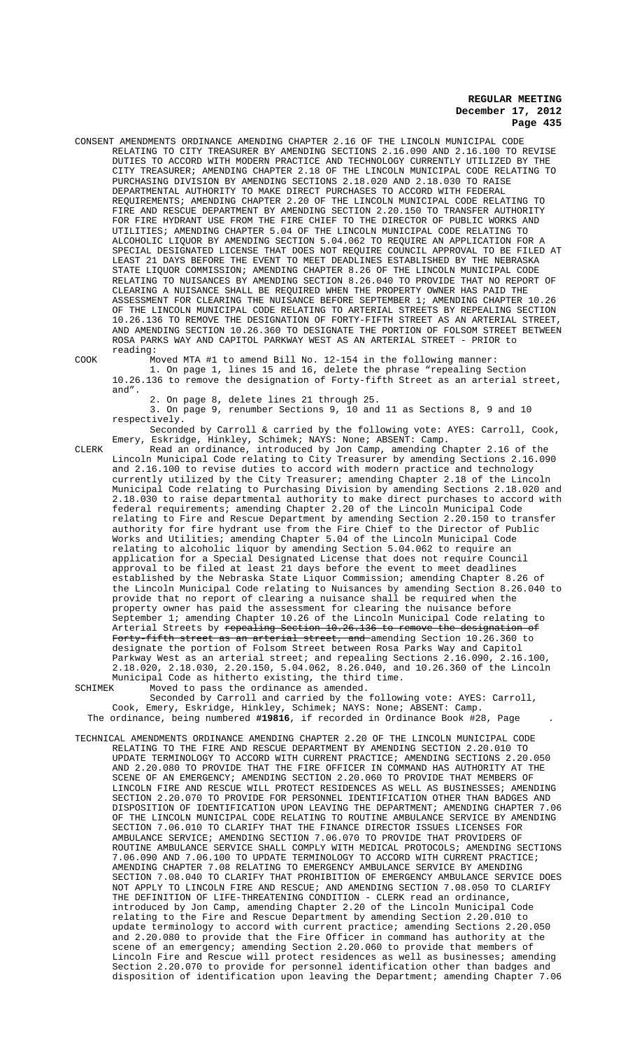CONSENT AMENDMENTS ORDINANCE AMENDING CHAPTER 2.16 OF THE LINCOLN MUNICIPAL CODE RELATING TO CITY TREASURER BY AMENDING SECTIONS 2.16.090 AND 2.16.100 TO REVISE DUTIES TO ACCORD WITH MODERN PRACTICE AND TECHNOLOGY CURRENTLY UTILIZED BY THE CITY TREASURER; AMENDING CHAPTER 2.18 OF THE LINCOLN MUNICIPAL CODE RELATING TO PURCHASING DIVISION BY AMENDING SECTIONS 2.18.020 AND 2.18.030 TO RAISE DEPARTMENTAL AUTHORITY TO MAKE DIRECT PURCHASES TO ACCORD WITH FEDERAL REQUIREMENTS; AMENDING CHAPTER 2.20 OF THE LINCOLN MUNICIPAL CODE RELATING TO FIRE AND RESCUE DEPARTMENT BY AMENDING SECTION 2.20.150 TO TRANSFER AUTHORITY FOR FIRE HYDRANT USE FROM THE FIRE CHIEF TO THE DIRECTOR OF PUBLIC WORKS AND UTILITIES; AMENDING CHAPTER 5.04 OF THE LINCOLN MUNICIPAL CODE RELATING TO ALCOHOLIC LIQUOR BY AMENDING SECTION 5.04.062 TO REQUIRE AN APPLICATION FOR A SPECIAL DESIGNATED LICENSE THAT DOES NOT REQUIRE COUNCIL APPROVAL TO BE FILED AT LEAST 21 DAYS BEFORE THE EVENT TO MEET DEADLINES ESTABLISHED BY THE NEBRASKA STATE LIQUOR COMMISSION; AMENDING CHAPTER 8.26 OF THE LINCOLN MUNICIPAL CODE RELATING TO NUISANCES BY AMENDING SECTION 8.26.040 TO PROVIDE THAT NO REPORT OF CLEARING A NUISANCE SHALL BE REQUIRED WHEN THE PROPERTY OWNER HAS PAID THE ASSESSMENT FOR CLEARING THE NUISANCE BEFORE SEPTEMBER 1; AMENDING CHAPTER 10.26 OF THE LINCOLN MUNICIPAL CODE RELATING TO ARTERIAL STREETS BY REPEALING SECTION 10.26.136 TO REMOVE THE DESIGNATION OF FORTY-FIFTH STREET AS AN ARTERIAL STREET, AND AMENDING SECTION 10.26.360 TO DESIGNATE THE PORTION OF FOLSOM STREET BETWEEN ROSA PARKS WAY AND CAPITOL PARKWAY WEST AS AN ARTERIAL STREET - PRIOR to reading:

COOK Moved MTA #1 to amend Bill No. 12-154 in the following manner:

1. On page 1, lines 15 and 16, delete the phrase "repealing Section 10.26.136 to remove the designation of Forty-fifth Street as an arterial street, and".

2. On page 8, delete lines 21 through 25.

3. On page 9, renumber Sections 9, 10 and 11 as Sections 8, 9 and 10 respectively.

Seconded by Carroll & carried by the following vote: AYES: Carroll, Cook, Emery, Eskridge, Hinkley, Schimek; NAYS: None; ABSENT: Camp.

CLERK Read an ordinance, introduced by Jon Camp, amending Chapter 2.16 of the Lincoln Municipal Code relating to City Treasurer by amending Sections 2.16.090 and 2.16.100 to revise duties to accord with modern practice and technology currently utilized by the City Treasurer; amending Chapter 2.18 of the Lincoln Municipal Code relating to Purchasing Division by amending Sections 2.18.020 and 2.18.030 to raise departmental authority to make direct purchases to accord with federal requirements; amending Chapter 2.20 of the Lincoln Municipal Code relating to Fire and Rescue Department by amending Section 2.20.150 to transfer authority for fire hydrant use from the Fire Chief to the Director of Public Works and Utilities; amending Chapter 5.04 of the Lincoln Municipal Code relating to alcoholic liquor by amending Section 5.04.062 to require an application for a Special Designated License that does not require Council approval to be filed at least 21 days before the event to meet deadlines established by the Nebraska State Liquor Commission; amending Chapter 8.26 of the Lincoln Municipal Code relating to Nuisances by amending Section 8.26.040 to provide that no report of clearing a nuisance shall be required when the property owner has paid the assessment for clearing the nuisance before September 1; amending Chapter 10.26 of the Lincoln Municipal Code relating to Arterial Streets by ~~repealing Section 10.26.136 to remove the designation of Forty-fifth street as an arterial street, and~~ amending Section 10.26.360 to designate the portion of Folsom Street between Rosa Parks Way and Capitol Parkway West as an arterial street; and repealing Sections 2.16.090, 2.16.100, 2.18.020, 2.18.030, 2.20.150, 5.04.062, 8.26.040, and 10.26.360 of the Lincoln Municipal Code as hitherto existing, the third time.

SCHIMEK Moved to pass the ordinance as amended.

Seconded by Carroll and carried by the following vote: AYES: Carroll, Cook, Emery, Eskridge, Hinkley, Schimek; NAYS: None; ABSENT: Camp.

The ordinance, being numbered **#19816**, if recorded in Ordinance Book #28, Page .

TECHNICAL AMENDMENTS ORDINANCE AMENDING CHAPTER 2.20 OF THE LINCOLN MUNICIPAL CODE RELATING TO THE FIRE AND RESCUE DEPARTMENT BY AMENDING SECTION 2.20.010 TO UPDATE TERMINOLOGY TO ACCORD WITH CURRENT PRACTICE; AMENDING SECTIONS 2.20.050 AND 2.20.080 TO PROVIDE THAT THE FIRE OFFICER IN COMMAND HAS AUTHORITY AT THE SCENE OF AN EMERGENCY; AMENDING SECTION 2.20.060 TO PROVIDE THAT MEMBERS OF LINCOLN FIRE AND RESCUE WILL PROTECT RESIDENCES AS WELL AS BUSINESSES; AMENDING SECTION 2.20.070 TO PROVIDE FOR PERSONNEL IDENTIFICATION OTHER THAN BADGES AND DISPOSITION OF IDENTIFICATION UPON LEAVING THE DEPARTMENT; AMENDING CHAPTER 7.06 OF THE LINCOLN MUNICIPAL CODE RELATING TO ROUTINE AMBULANCE SERVICE BY AMENDING SECTION 7.06.010 TO CLARIFY THAT THE FINANCE DIRECTOR ISSUES LICENSES FOR AMBULANCE SERVICE; AMENDING SECTION 7.06.070 TO PROVIDE THAT PROVIDERS OF ROUTINE AMBULANCE SERVICE SHALL COMPLY WITH MEDICAL PROTOCOLS; AMENDING SECTIONS 7.06.090 AND 7.06.100 TO UPDATE TERMINOLOGY TO ACCORD WITH CURRENT PRACTICE; AMENDING CHAPTER 7.08 RELATING TO EMERGENCY AMBULANCE SERVICE BY AMENDING SECTION 7.08.040 TO CLARIFY THAT PROHIBITION OF EMERGENCY AMBULANCE SERVICE DOES NOT APPLY TO LINCOLN FIRE AND RESCUE; AND AMENDING SECTION 7.08.050 TO CLARIFY THE DEFINITION OF LIFE-THREATENING CONDITION - CLERK read an ordinance, introduced by Jon Camp, amending Chapter 2.20 of the Lincoln Municipal Code relating to the Fire and Rescue Department by amending Section 2.20.010 to update terminology to accord with current practice; amending Sections 2.20.050 and 2.20.080 to provide that the Fire Officer in command has authority at the scene of an emergency; amending Section 2.20.060 to provide that members of Lincoln Fire and Rescue will protect residences as well as businesses; amending Section 2.20.070 to provide for personnel identification other than badges and disposition of identification upon leaving the Department; amending Chapter 7.06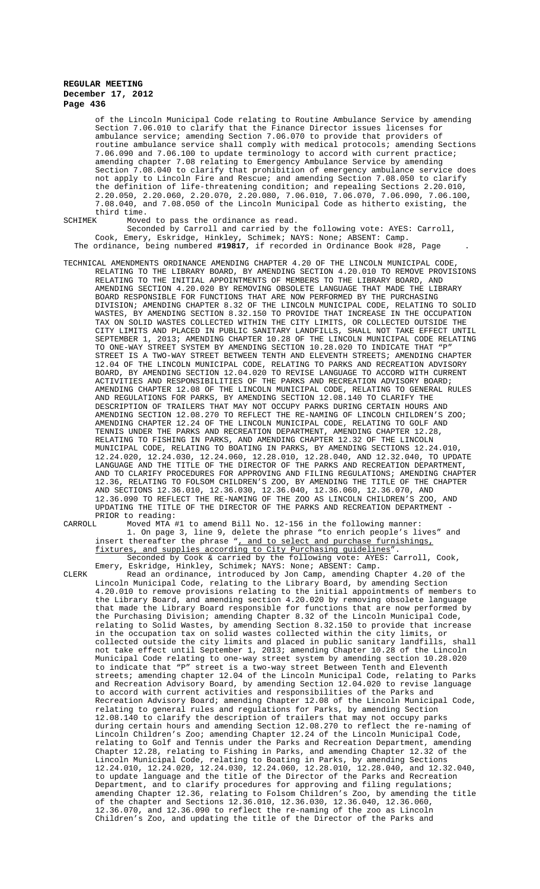of the Lincoln Municipal Code relating to Routine Ambulance Service by amending Section 7.06.010 to clarify that the Finance Director issues licenses for ambulance service; amending Section 7.06.070 to provide that providers of routine ambulance service shall comply with medical protocols; amending Sections 7.06.090 and 7.06.100 to update terminology to accord with current practice; amending chapter 7.08 relating to Emergency Ambulance Service by amending Section 7.08.040 to clarify that prohibition of emergency ambulance service does not apply to Lincoln Fire and Rescue; and amending Section 7.08.050 to clarify the definition of life-threatening condition; and repealing Sections 2.20.010, 2.20.050, 2.20.060, 2.20.070, 2.20.080, 7.06.010, 7.06.070, 7.06.090, 7.06.100, 7.08.040, and 7.08.050 of the Lincoln Municipal Code as hitherto existing, the third time.

SCHIMEK Moved to pass the ordinance as read.

Seconded by Carroll and carried by the following vote: AYES: Carroll, Cook, Emery, Eskridge, Hinkley, Schimek; NAYS: None; ABSENT: Camp.

The ordinance, being numbered **#19817**, if recorded in Ordinance Book #28, Page .

TECHNICAL AMENDMENTS ORDINANCE AMENDING CHAPTER 4.20 OF THE LINCOLN MUNICIPAL CODE, RELATING TO THE LIBRARY BOARD, BY AMENDING SECTION 4.20.010 TO REMOVE PROVISIONS RELATING TO THE INITIAL APPOINTMENTS OF MEMBERS TO THE LIBRARY BOARD, AND AMENDING SECTION 4.20.020 BY REMOVING OBSOLETE LANGUAGE THAT MADE THE LIBRARY BOARD RESPONSIBLE FOR FUNCTIONS THAT ARE NOW PERFORMED BY THE PURCHASING DIVISION; AMENDING CHAPTER 8.32 OF THE LINCOLN MUNICIPAL CODE, RELATING TO SOLID WASTES, BY AMENDING SECTION 8.32.150 TO PROVIDE THAT INCREASE IN THE OCCUPATION TAX ON SOLID WASTES COLLECTED WITHIN THE CITY LIMITS, OR COLLECTED OUTSIDE THE CITY LIMITS AND PLACED IN PUBLIC SANITARY LANDFILLS, SHALL NOT TAKE EFFECT UNTIL SEPTEMBER 1, 2013; AMENDING CHAPTER 10.28 OF THE LINCOLN MUNICIPAL CODE RELATING TO ONE-WAY STREET SYSTEM BY AMENDING SECTION 10.28.020 TO INDICATE THAT "P" STREET IS A TWO-WAY STREET BETWEEN TENTH AND ELEVENTH STREETS; AMENDING CHAPTER 12.04 OF THE LINCOLN MUNICIPAL CODE, RELATING TO PARKS AND RECREATION ADVISORY BOARD, BY AMENDING SECTION 12.04.020 TO REVISE LANGUAGE TO ACCORD WITH CURRENT ACTIVITIES AND RESPONSIBILITIES OF THE PARKS AND RECREATION ADVISORY BOARD; AMENDING CHAPTER 12.08 OF THE LINCOLN MUNICIPAL CODE, RELATING TO GENERAL RULES AND REGULATIONS FOR PARKS, BY AMENDING SECTION 12.08.140 TO CLARIFY THE DESCRIPTION OF TRAILERS THAT MAY NOT OCCUPY PARKS DURING CERTAIN HOURS AND AMENDING SECTION 12.08.270 TO REFLECT THE RE-NAMING OF LINCOLN CHILDREN'S ZOO; AMENDING CHAPTER 12.24 OF THE LINCOLN MUNICIPAL CODE, RELATING TO GOLF AND TENNIS UNDER THE PARKS AND RECREATION DEPARTMENT, AMENDING CHAPTER 12.28, RELATING TO FISHING IN PARKS, AND AMENDING CHAPTER 12.32 OF THE LINCOLN MUNICIPAL CODE, RELATING TO BOATING IN PARKS, BY AMENDING SECTIONS 12.24.010, 12.24.020, 12.24.030, 12.24.060, 12.28.010, 12.28.040, AND 12.32.040, TO UPDATE LANGUAGE AND THE TITLE OF THE DIRECTOR OF THE PARKS AND RECREATION DEPARTMENT, AND TO CLARIFY PROCEDURES FOR APPROVING AND FILING REGULATIONS; AMENDING CHAPTER 12.36, RELATING TO FOLSOM CHILDREN'S ZOO, BY AMENDING THE TITLE OF THE CHAPTER AND SECTIONS 12.36.010, 12.36.030, 12.36.040, 12.36.060, 12.36.070, AND 12.36.090 TO REFLECT THE RE-NAMING OF THE ZOO AS LINCOLN CHILDREN'S ZOO, AND UPDATING THE TITLE OF THE DIRECTOR OF THE PARKS AND RECREATION DEPARTMENT - PRIOR to reading:

CARROLL Moved MTA #1 to amend Bill No. 12-156 in the following manner:

1. On page 3, line 9, delete the phrase "to enrich people's lives" and insert thereafter the phrase "<u>, and to select and purchase furnishings, fixtures, and supplies according to City Purchasing guidelines</u>".

Seconded by Cook & carried by the following vote: AYES: Carroll, Cook, Emery, Eskridge, Hinkley, Schimek; NAYS: None; ABSENT: Camp.

CLERK Read an ordinance, introduced by Jon Camp, amending Chapter 4.20 of the Lincoln Municipal Code, relating to the Library Board, by amending Section 4.20.010 to remove provisions relating to the initial appointments of members to the Library Board, and amending section 4.20.020 by removing obsolete language that made the Library Board responsible for functions that are now performed by the Purchasing Division; amending Chapter 8.32 of the Lincoln Municipal Code, relating to Solid Wastes, by amending Section 8.32.150 to provide that increase in the occupation tax on solid wastes collected within the city limits, or collected outside the city limits and placed in public sanitary landfills, shall not take effect until September 1, 2013; amending Chapter 10.28 of the Lincoln Municipal Code relating to one-way street system by amending section 10.28.020 to indicate that "P" street is a two-way street Between Tenth and Eleventh streets; amending chapter 12.04 of the Lincoln Municipal Code, relating to Parks and Recreation Advisory Board, by amending Section 12.04.020 to revise language to accord with current activities and responsibilities of the Parks and Recreation Advisory Board; amending Chapter 12.08 of the Lincoln Municipal Code, relating to general rules and regulations for Parks, by amending Section 12.08.140 to clarify the description of trailers that may not occupy parks during certain hours and amending Section 12.08.270 to reflect the re-naming of Lincoln Children's Zoo; amending Chapter 12.24 of the Lincoln Municipal Code, relating to Golf and Tennis under the Parks and Recreation Department, amending Chapter 12.28, relating to Fishing in Parks, and amending Chapter 12.32 of the Lincoln Municipal Code, relating to Boating in Parks, by amending Sections 12.24.010, 12.24.020, 12.24.030, 12.24.060, 12.28.010, 12.28.040, and 12.32.040, to update language and the title of the Director of the Parks and Recreation Department, and to clarify procedures for approving and filing regulations; amending Chapter 12.36, relating to Folsom Children's Zoo, by amending the title of the chapter and Sections 12.36.010, 12.36.030, 12.36.040, 12.36.060, 12.36.070, and 12.36.090 to reflect the re-naming of the zoo as Lincoln Children's Zoo, and updating the title of the Director of the Parks and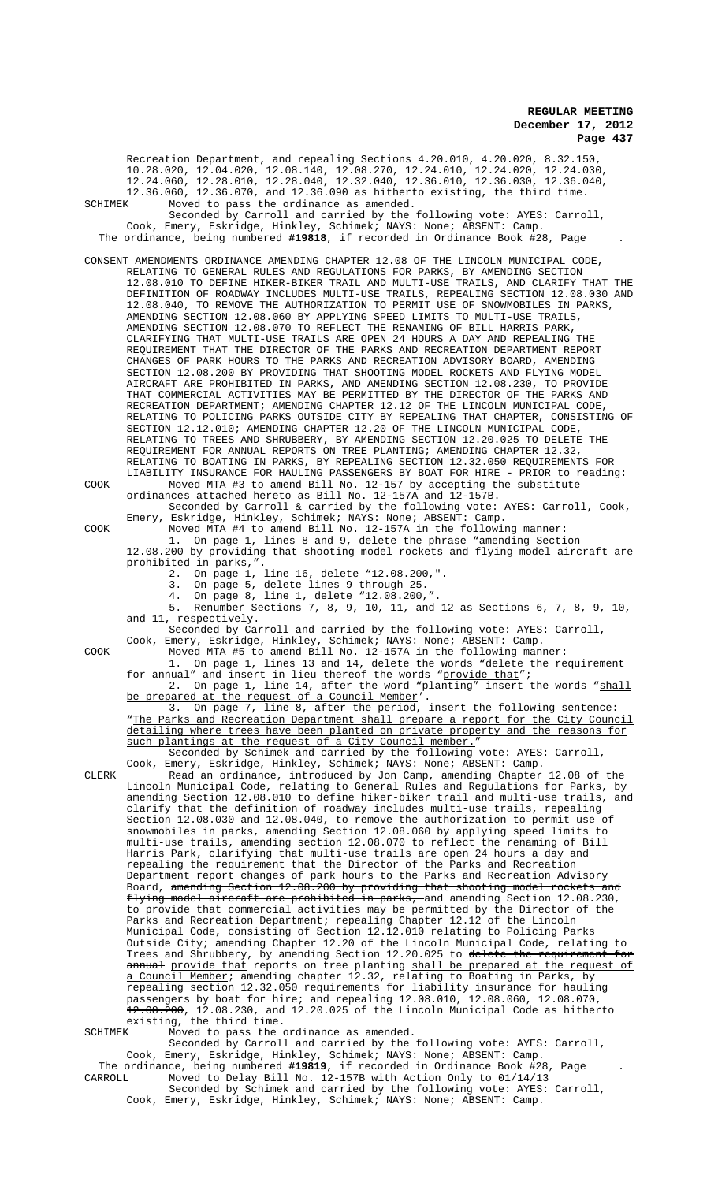Recreation Department, and repealing Sections 4.20.010, 4.20.020, 8.32.150, 10.28.020, 12.04.020, 12.08.140, 12.08.270, 12.24.010, 12.24.020, 12.24.030, 12.24.060, 12.28.010, 12.28.040, 12.32.040, 12.36.010, 12.36.030, 12.36.040, 12.36.060, 12.36.070, and 12.36.090 as hitherto existing, the third time.

SCHIMEK Moved to pass the ordinance as amended.

Seconded by Carroll and carried by the following vote: AYES: Carroll, Cook, Emery, Eskridge, Hinkley, Schimek; NAYS: None; ABSENT: Camp.

The ordinance, being numbered **#19818**, if recorded in Ordinance Book #28, Page .

CONSENT AMENDMENTS ORDINANCE AMENDING CHAPTER 12.08 OF THE LINCOLN MUNICIPAL CODE, RELATING TO GENERAL RULES AND REGULATIONS FOR PARKS, BY AMENDING SECTION 12.08.010 TO DEFINE HIKER-BIKER TRAIL AND MULTI-USE TRAILS, AND CLARIFY THAT THE DEFINITION OF ROADWAY INCLUDES MULTI-USE TRAILS, REPEALING SECTION 12.08.030 AND 12.08.040, TO REMOVE THE AUTHORIZATION TO PERMIT USE OF SNOWMOBILES IN PARKS, AMENDING SECTION 12.08.060 BY APPLYING SPEED LIMITS TO MULTI-USE TRAILS, AMENDING SECTION 12.08.070 TO REFLECT THE RENAMING OF BILL HARRIS PARK, CLARIFYING THAT MULTI-USE TRAILS ARE OPEN 24 HOURS A DAY AND REPEALING THE REQUIREMENT THAT THE DIRECTOR OF THE PARKS AND RECREATION DEPARTMENT REPORT CHANGES OF PARK HOURS TO THE PARKS AND RECREATION ADVISORY BOARD, AMENDING SECTION 12.08.200 BY PROVIDING THAT SHOOTING MODEL ROCKETS AND FLYING MODEL AIRCRAFT ARE PROHIBITED IN PARKS, AND AMENDING SECTION 12.08.230, TO PROVIDE THAT COMMERCIAL ACTIVITIES MAY BE PERMITTED BY THE DIRECTOR OF THE PARKS AND RECREATION DEPARTMENT; AMENDING CHAPTER 12.12 OF THE LINCOLN MUNICIPAL CODE, RELATING TO POLICING PARKS OUTSIDE CITY BY REPEALING THAT CHAPTER, CONSISTING OF SECTION 12.12.010; AMENDING CHAPTER 12.20 OF THE LINCOLN MUNICIPAL CODE, RELATING TO TREES AND SHRUBBERY, BY AMENDING SECTION 12.20.025 TO DELETE THE REQUIREMENT FOR ANNUAL REPORTS ON TREE PLANTING; AMENDING CHAPTER 12.32, RELATING TO BOATING IN PARKS, BY REPEALING SECTION 12.32.050 REQUIREMENTS FOR LIABILITY INSURANCE FOR HAULING PASSENGERS BY BOAT FOR HIRE - PRIOR to reading:

COOK Moved MTA #3 to amend Bill No. 12-157 by accepting the substitute ordinances attached hereto as Bill No. 12-157A and 12-157B.

Seconded by Carroll & carried by the following vote: AYES: Carroll, Cook, Emery, Eskridge, Hinkley, Schimek; NAYS: None; ABSENT: Camp.

COOK Moved MTA #4 to amend Bill No. 12-157A in the following manner:

1. On page 1, lines 8 and 9, delete the phrase "amending Section 12.08.200 by providing that shooting model rockets and flying model aircraft are prohibited in parks,".
2. On page 1, line 16, delete "12.08.200,".
3. On page 5, delete lines 9 through 25.
4. On page 8, line 1, delete "12.08.200,".
5. Renumber Sections 7, 8, 9, 10, 11, and 12 as Sections 6, 7, 8, 9, 10, and 11, respectively.

Seconded by Carroll and carried by the following vote: AYES: Carroll, Cook, Emery, Eskridge, Hinkley, Schimek; NAYS: None; ABSENT: Camp.

COOK Moved MTA #5 to amend Bill No. 12-157A in the following manner:

1. On page 1, lines 13 and 14, delete the words "delete the requirement for annual" and insert in lieu thereof the words "provide that";
2. On page 1, line 14, after the word "planting" insert the words "shall be prepared at the request of a Council Member".
3. On page 7, line 8, after the period, insert the following sentence: "The Parks and Recreation Department shall prepare a report for the City Council detailing where trees have been planted on private property and the reasons for such plantings at the request of a City Council member."

Seconded by Schimek and carried by the following vote: AYES: Carroll, Cook, Emery, Eskridge, Hinkley, Schimek; NAYS: None; ABSENT: Camp.

CLERK Read an ordinance, introduced by Jon Camp, amending Chapter 12.08 of the Lincoln Municipal Code, relating to General Rules and Regulations for Parks, by amending Section 12.08.010 to define hiker-biker trail and multi-use trails, and clarify that the definition of roadway includes multi-use trails, repealing Section 12.08.030 and 12.08.040, to remove the authorization to permit use of snowmobiles in parks, amending Section 12.08.060 by applying speed limits to multi-use trails, amending section 12.08.070 to reflect the renaming of Bill Harris Park, clarifying that multi-use trails are open 24 hours a day and repealing the requirement that the Director of the Parks and Recreation Department report changes of park hours to the Parks and Recreation Advisory Board, ~~amending Section 12.08.200 by providing that shooting model rockets and flying model aircraft are prohibited in parks,~~ and amending Section 12.08.230, to provide that commercial activities may be permitted by the Director of the Parks and Recreation Department; repealing Chapter 12.12 of the Lincoln Municipal Code, consisting of Section 12.12.010 relating to Policing Parks Outside City; amending Chapter 12.20 of the Lincoln Municipal Code, relating to Trees and Shrubbery, by amending Section 12.20.025 to ~~delete the requirement for annual~~ provide that reports on tree planting shall be prepared at the request of a Council Member; amending chapter 12.32, relating to Boating in Parks, by repealing section 12.32.050 requirements for liability insurance for hauling passengers by boat for hire; and repealing 12.08.010, 12.08.060, 12.08.070, ~~12.08.200~~, 12.08.230, and 12.20.025 of the Lincoln Municipal Code as hitherto existing, the third time.

SCHIMEK Moved to pass the ordinance as amended.

Seconded by Carroll and carried by the following vote: AYES: Carroll, Cook, Emery, Eskridge, Hinkley, Schimek; NAYS: None; ABSENT: Camp.

The ordinance, being numbered **#19819**, if recorded in Ordinance Book #28, Page .

CARROLL Moved to Delay Bill No. 12-157B with Action Only to 01/14/13

Seconded by Schimek and carried by the following vote: AYES: Carroll, Cook, Emery, Eskridge, Hinkley, Schimek; NAYS: None; ABSENT: Camp.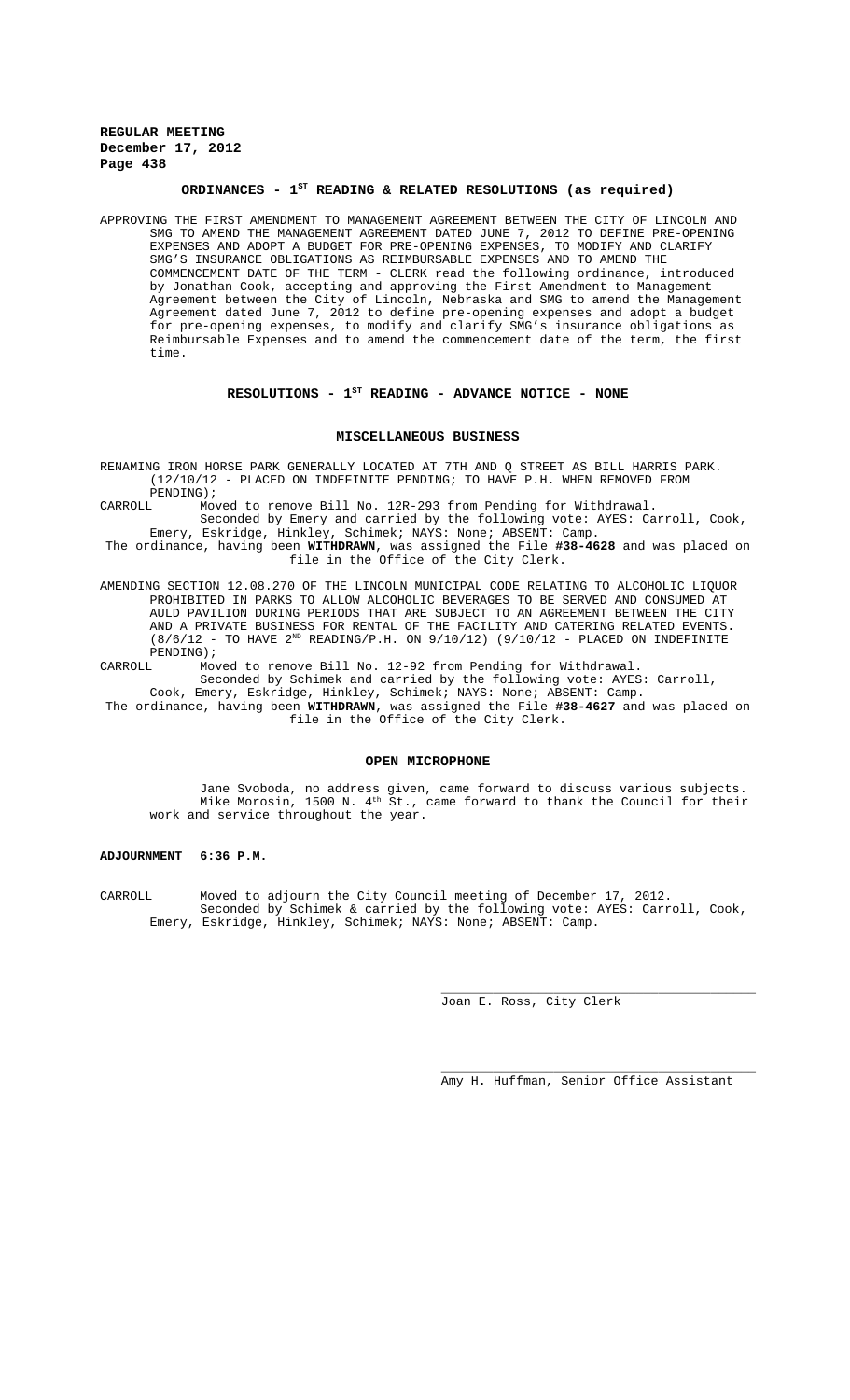## ORDINANCES - 1ST READING & RELATED RESOLUTIONS (as required)

APPROVING THE FIRST AMENDMENT TO MANAGEMENT AGREEMENT BETWEEN THE CITY OF LINCOLN AND SMG TO AMEND THE MANAGEMENT AGREEMENT DATED JUNE 7, 2012 TO DEFINE PRE-OPENING EXPENSES AND ADOPT A BUDGET FOR PRE-OPENING EXPENSES, TO MODIFY AND CLARIFY SMG'S INSURANCE OBLIGATIONS AS REIMBURSABLE EXPENSES AND TO AMEND THE COMMENCEMENT DATE OF THE TERM - CLERK read the following ordinance, introduced by Jonathan Cook, accepting and approving the First Amendment to Management Agreement between the City of Lincoln, Nebraska and SMG to amend the Management Agreement dated June 7, 2012 to define pre-opening expenses and adopt a budget for pre-opening expenses, to modify and clarify SMG's insurance obligations as Reimbursable Expenses and to amend the commencement date of the term, the first time.

## RESOLUTIONS - 1ST READING - ADVANCE NOTICE - NONE

## MISCELLANEOUS BUSINESS

RENAMING IRON HORSE PARK GENERALLY LOCATED AT 7TH AND Q STREET AS BILL HARRIS PARK. (12/10/12 - PLACED ON INDEFINITE PENDING; TO HAVE P.H. WHEN REMOVED FROM PENDING);

CARROLL Moved to remove Bill No. 12R-293 from Pending for Withdrawal.
Seconded by Emery and carried by the following vote: AYES: Carroll, Cook, Emery, Eskridge, Hinkley, Schimek; NAYS: None; ABSENT: Camp.

The ordinance, having been **WITHDRAWN**, was assigned the File **#38-4628** and was placed on file in the Office of the City Clerk.

AMENDING SECTION 12.08.270 OF THE LINCOLN MUNICIPAL CODE RELATING TO ALCOHOLIC LIQUOR PROHIBITED IN PARKS TO ALLOW ALCOHOLIC BEVERAGES TO BE SERVED AND CONSUMED AT AULD PAVILION DURING PERIODS THAT ARE SUBJECT TO AN AGREEMENT BETWEEN THE CITY AND A PRIVATE BUSINESS FOR RENTAL OF THE FACILITY AND CATERING RELATED EVENTS. (8/6/12 - TO HAVE 2ND READING/P.H. ON 9/10/12) (9/10/12 - PLACED ON INDEFINITE PENDING);

CARROLL Moved to remove Bill No. 12-92 from Pending for Withdrawal.
Seconded by Schimek and carried by the following vote: AYES: Carroll, Cook, Emery, Eskridge, Hinkley, Schimek; NAYS: None; ABSENT: Camp.

The ordinance, having been **WITHDRAWN**, was assigned the File **#38-4627** and was placed on file in the Office of the City Clerk.

## OPEN MICROPHONE

Jane Svoboda, no address given, came forward to discuss various subjects.
Mike Morosin, 1500 N. 4th St., came forward to thank the Council for their work and service throughout the year.

## ADJOURNMENT 6:36 P.M.

CARROLL Moved to adjourn the City Council meeting of December 17, 2012.
Seconded by Schimek & carried by the following vote: AYES: Carroll, Cook, Emery, Eskridge, Hinkley, Schimek; NAYS: None; ABSENT: Camp.

Joan E. Ross, City Clerk

Amy H. Huffman, Senior Office Assistant